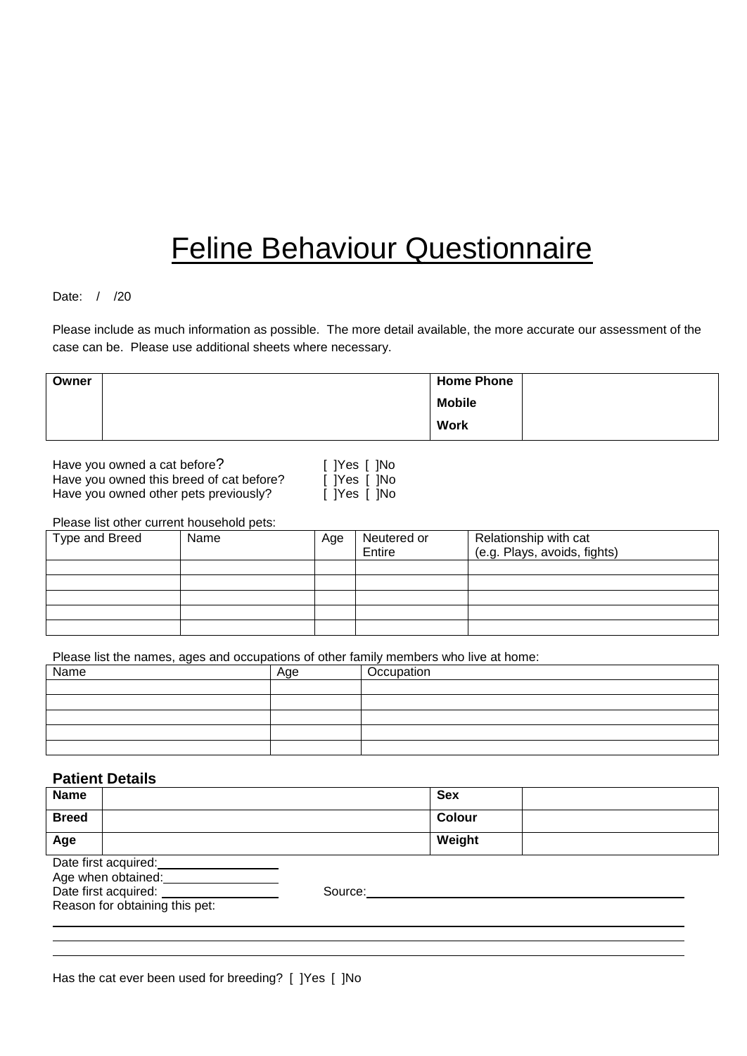# Feline Behaviour Questionnaire

Date: / /20

Please include as much information as possible. The more detail available, the more accurate our assessment of the case can be. Please use additional sheets where necessary.

| **Owner** | | **Home Phone**<br>**Mobile**<br>**Work** | |
|---|---|---|---|

Have you owned a cat before? [ ]Yes [ ]No
Have you owned this breed of cat before? [ ]Yes [ ]No
Have you owned other pets previously? [ ]Yes [ ]No

Please list other current household pets:

| Type and Breed | Name | Age | Neutered or Entire | Relationship with cat (e.g. Plays, avoids, fights) |
|---|---|---|---|---|
| | | | | |
| | | | | |
| | | | | |
| | | | | |
| | | | | |

Please list the names, ages and occupations of other family members who live at home:

| Name | Age | Occupation |
|---|---|---|
| | | |
| | | |
| | | |
| | | |
| | | |

### Patient Details

| **Name** | | **Sex** | |
|---|---|---|---|
| **Breed** | | **Colour** | |
| **Age** | | **Weight** | |

Date first acquired: \_\_\_\_\_\_\_\_\_\_\_\_\_\_\_\_
Age when obtained: \_\_\_\_\_\_\_\_\_\_\_\_\_\_\_\_
Date first acquired: \_\_\_\_\_\_\_\_\_\_\_\_\_\_\_\_ Source: \_\_\_\_\_\_\_\_\_\_\_\_\_\_\_\_\_\_\_\_\_\_\_\_\_\_\_\_\_\_\_\_
Reason for obtaining this pet:

\_\_\_\_\_\_\_\_\_\_\_\_\_\_\_\_\_\_\_\_\_\_\_\_\_\_\_\_\_\_\_\_\_\_\_\_\_\_\_\_\_\_\_\_\_\_\_\_\_\_\_\_\_\_\_\_\_\_\_\_\_\_\_\_\_\_\_\_\_\_\_\_\_\_\_\_\_\_

\_\_\_\_\_\_\_\_\_\_\_\_\_\_\_\_\_\_\_\_\_\_\_\_\_\_\_\_\_\_\_\_\_\_\_\_\_\_\_\_\_\_\_\_\_\_\_\_\_\_\_\_\_\_\_\_\_\_\_\_\_\_\_\_\_\_\_\_\_\_\_\_\_\_\_\_\_\_

\_\_\_\_\_\_\_\_\_\_\_\_\_\_\_\_\_\_\_\_\_\_\_\_\_\_\_\_\_\_\_\_\_\_\_\_\_\_\_\_\_\_\_\_\_\_\_\_\_\_\_\_\_\_\_\_\_\_\_\_\_\_\_\_\_\_\_\_\_\_\_\_\_\_\_\_\_\_

Has the cat ever been used for breeding? [ ]Yes [ ]No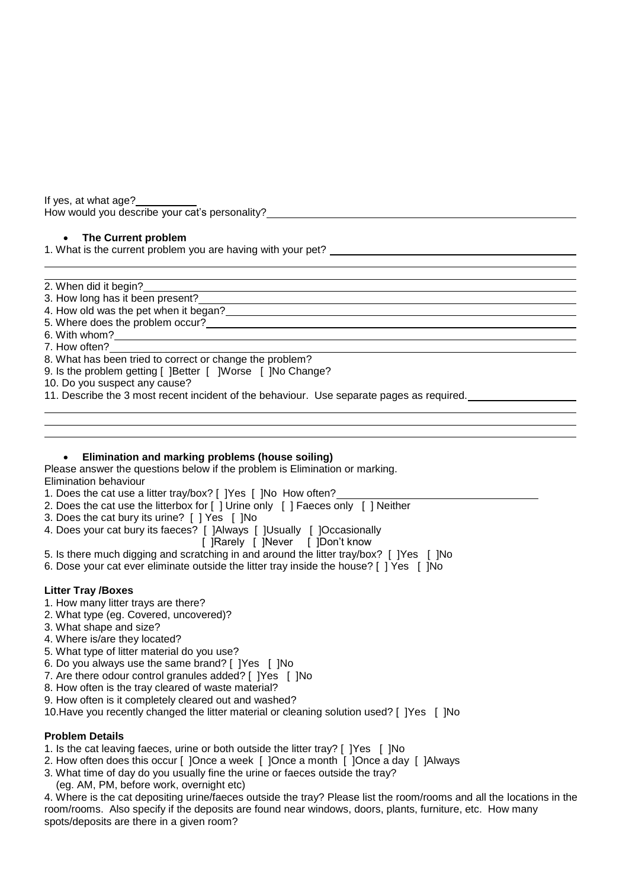If yes, at what age?\_\_\_\_\_\_\_\_\_\_

How would you describe your cat's personality?\_\_\_\_\_\_\_\_\_\_\_\_\_\_\_\_\_\_\_\_\_\_\_\_\_\_\_\_\_\_\_\_\_\_\_\_\_\_\_\_

- **The Current problem**

1. What is the current problem you are having with your pet? \_\_\_\_\_\_\_\_\_\_\_\_\_\_\_\_\_\_\_\_\_\_\_\_\_\_\_\_\_\_\_\_\_\_\_\_\_\_\_\_

\_\_\_\_\_\_\_\_\_\_\_\_\_\_\_\_\_\_\_\_\_\_\_\_\_\_\_\_\_\_\_\_\_\_\_\_\_\_\_\_\_\_\_\_\_\_\_\_\_\_\_\_\_\_\_\_\_\_\_\_\_\_\_\_\_\_\_\_\_\_\_\_\_\_\_\_\_\_

2. When did it begin?\_\_\_\_\_\_\_\_\_\_\_\_\_\_\_\_\_\_\_\_\_\_\_\_\_\_\_\_\_\_\_\_\_\_\_\_\_\_\_\_
3. How long has it been present?\_\_\_\_\_\_\_\_\_\_\_\_\_\_\_\_\_\_\_\_\_\_\_\_\_\_\_\_\_\_\_\_\_\_\_\_\_\_\_\_
4. How old was the pet when it began?\_\_\_\_\_\_\_\_\_\_\_\_\_\_\_\_\_\_\_\_\_\_\_\_\_\_\_\_\_\_\_\_\_\_\_\_\_\_\_\_
5. Where does the problem occur?\_\_\_\_\_\_\_\_\_\_\_\_\_\_\_\_\_\_\_\_\_\_\_\_\_\_\_\_\_\_\_\_\_\_\_\_\_\_\_\_
6. With whom?\_\_\_\_\_\_\_\_\_\_\_\_\_\_\_\_\_\_\_\_\_\_\_\_\_\_\_\_\_\_\_\_\_\_\_\_\_\_\_\_
7. How often?\_\_\_\_\_\_\_\_\_\_\_\_\_\_\_\_\_\_\_\_\_\_\_\_\_\_\_\_\_\_\_\_\_\_\_\_\_\_\_\_
8. What has been tried to correct or change the problem?
9. Is the problem getting [ ]Better [ ]Worse [ ]No Change?
10. Do you suspect any cause?
11. Describe the 3 most recent incident of the behaviour. Use separate pages as required.\_\_\_\_\_\_\_\_\_\_\_\_\_\_\_\_\_\_\_\_

\_\_\_\_\_\_\_\_\_\_\_\_\_\_\_\_\_\_\_\_\_\_\_\_\_\_\_\_\_\_\_\_\_\_\_\_\_\_\_\_\_\_\_\_\_\_\_\_\_\_\_\_\_\_\_\_\_\_\_\_\_\_\_\_\_\_\_\_\_\_\_\_\_\_\_\_\_\_

\_\_\_\_\_\_\_\_\_\_\_\_\_\_\_\_\_\_\_\_\_\_\_\_\_\_\_\_\_\_\_\_\_\_\_\_\_\_\_\_\_\_\_\_\_\_\_\_\_\_\_\_\_\_\_\_\_\_\_\_\_\_\_\_\_\_\_\_\_\_\_\_\_\_\_\_\_\_

\_\_\_\_\_\_\_\_\_\_\_\_\_\_\_\_\_\_\_\_\_\_\_\_\_\_\_\_\_\_\_\_\_\_\_\_\_\_\_\_\_\_\_\_\_\_\_\_\_\_\_\_\_\_\_\_\_\_\_\_\_\_\_\_\_\_\_\_\_\_\_\_\_\_\_\_\_\_

- **Elimination and marking problems (house soiling)**

Please answer the questions below if the problem is Elimination or marking.

Elimination behaviour

1. Does the cat use a litter tray/box? [ ]Yes [ ]No How often?\_\_\_\_\_\_\_\_\_\_\_\_\_\_\_\_\_\_\_\_\_\_\_\_\_\_\_\_\_\_\_\_\_\_\_
2. Does the cat use the litterbox for [ ] Urine only [ ] Faeces only [ ] Neither
3. Does the cat bury its urine? [ ] Yes [ ]No
4. Does your cat bury its faeces? [ ]Always [ ]Usually [ ]Occasionally [ ]Rarely [ ]Never [ ]Don't know
5. Is there much digging and scratching in and around the litter tray/box? [ ]Yes [ ]No
6. Dose your cat ever eliminate outside the litter tray inside the house? [ ] Yes [ ]No

**Litter Tray /Boxes**

1. How many litter trays are there?
2. What type (eg. Covered, uncovered)?
3. What shape and size?
4. Where is/are they located?
5. What type of litter material do you use?
6. Do you always use the same brand? [ ]Yes [ ]No
7. Are there odour control granules added? [ ]Yes [ ]No
8. How often is the tray cleared of waste material?
9. How often is it completely cleared out and washed?
10. Have you recently changed the litter material or cleaning solution used? [ ]Yes [ ]No

**Problem Details**

1. Is the cat leaving faeces, urine or both outside the litter tray? [ ]Yes [ ]No
2. How often does this occur [ ]Once a week [ ]Once a month [ ]Once a day [ ]Always
3. What time of day do you usually fine the urine or faeces outside the tray? (eg. AM, PM, before work, overnight etc)
4. Where is the cat depositing urine/faeces outside the tray? Please list the room/rooms and all the locations in the room/rooms. Also specify if the deposits are found near windows, doors, plants, furniture, etc. How many spots/deposits are there in a given room?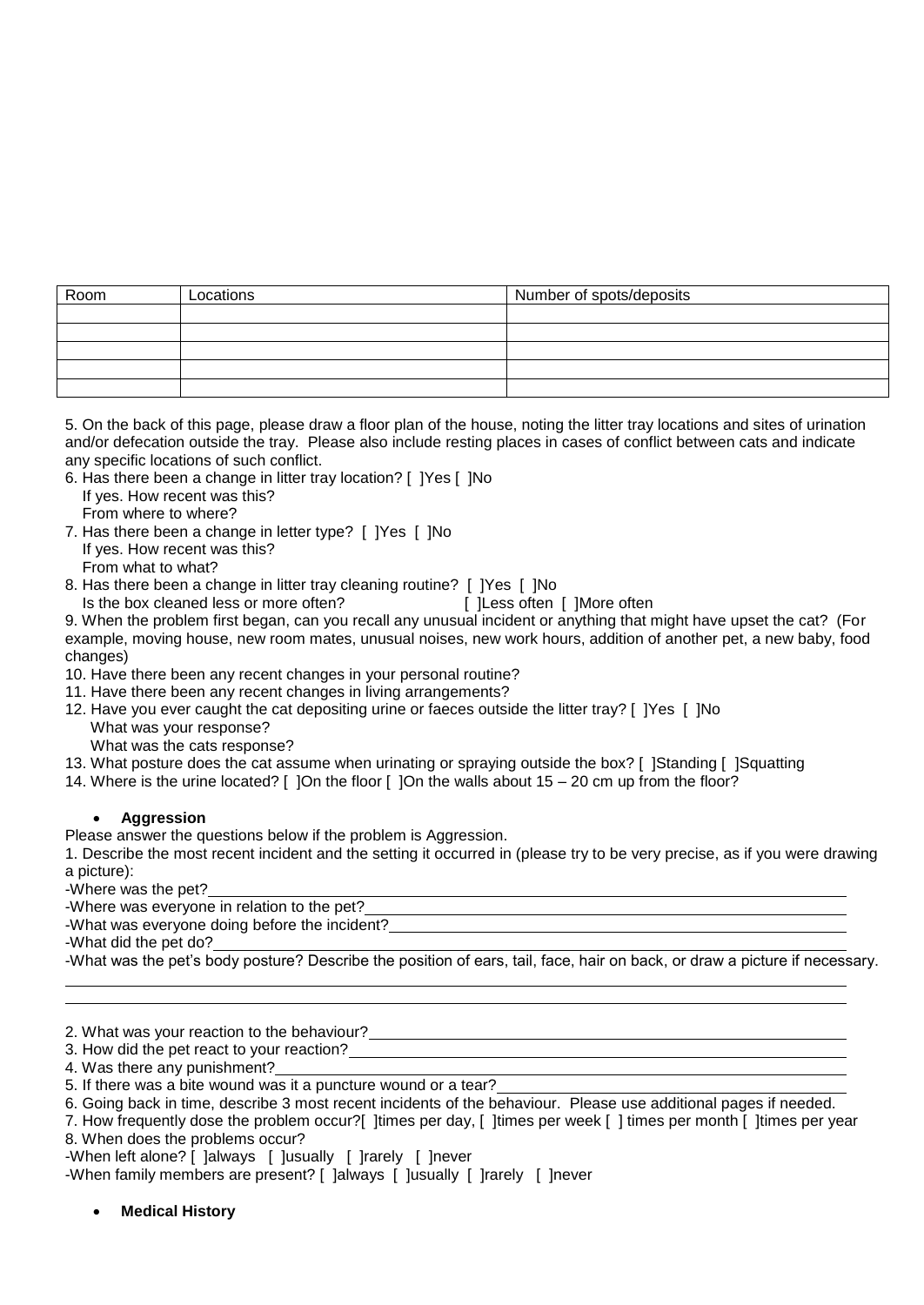| Room | Locations | Number of spots/deposits |
|---|---|---|
| | | |
| | | |
| | | |
| | | |
| | | |

5. On the back of this page, please draw a floor plan of the house, noting the litter tray locations and sites of urination and/or defecation outside the tray. Please also include resting places in cases of conflict between cats and indicate any specific locations of such conflict.

6. Has there been a change in litter tray location? [ ]Yes [ ]No
   If yes. How recent was this?
   From where to where?

7. Has there been a change in letter type? [ ]Yes [ ]No
   If yes. How recent was this?
   From what to what?

8. Has there been a change in litter tray cleaning routine? [ ]Yes [ ]No
   Is the box cleaned less or more often? [ ]Less often [ ]More often

9. When the problem first began, can you recall any unusual incident or anything that might have upset the cat? (For example, moving house, new room mates, unusual noises, new work hours, addition of another pet, a new baby, food changes)

10. Have there been any recent changes in your personal routine?

11. Have there been any recent changes in living arrangements?

12. Have you ever caught the cat depositing urine or faeces outside the litter tray? [ ]Yes [ ]No
    What was your response?
    What was the cats response?

13. What posture does the cat assume when urinating or spraying outside the box? [ ]Standing [ ]Squatting

14. Where is the urine located? [ ]On the floor [ ]On the walls about 15 – 20 cm up from the floor?

- **Aggression**

Please answer the questions below if the problem is Aggression.

1. Describe the most recent incident and the setting it occurred in (please try to be very precise, as if you were drawing a picture):

-Where was the pet?\_\_\_\_\_\_\_\_\_\_\_\_\_\_\_\_\_\_\_\_\_\_\_\_\_\_\_\_\_\_\_\_\_\_\_\_\_\_\_\_

-Where was everyone in relation to the pet?\_\_\_\_\_\_\_\_\_\_\_\_\_\_\_\_\_\_\_\_\_\_\_\_\_\_\_\_\_\_

-What was everyone doing before the incident?\_\_\_\_\_\_\_\_\_\_\_\_\_\_\_\_\_\_\_\_\_\_\_\_\_\_\_\_

-What did the pet do?\_\_\_\_\_\_\_\_\_\_\_\_\_\_\_\_\_\_\_\_\_\_\_\_\_\_\_\_\_\_\_\_\_\_\_\_\_\_\_\_

-What was the pet's body posture? Describe the position of ears, tail, face, hair on back, or draw a picture if necessary.

\_\_\_\_\_\_\_\_\_\_\_\_\_\_\_\_\_\_\_\_\_\_\_\_\_\_\_\_\_\_\_\_\_\_\_\_\_\_\_\_\_\_\_\_\_\_\_\_\_\_\_\_\_\_\_\_\_\_\_\_

\_\_\_\_\_\_\_\_\_\_\_\_\_\_\_\_\_\_\_\_\_\_\_\_\_\_\_\_\_\_\_\_\_\_\_\_\_\_\_\_\_\_\_\_\_\_\_\_\_\_\_\_\_\_\_\_\_\_\_\_

2. What was your reaction to the behaviour?\_\_\_\_\_\_\_\_\_\_\_\_\_\_\_\_\_\_\_\_\_\_\_\_\_\_\_\_\_\_

3. How did the pet react to your reaction?\_\_\_\_\_\_\_\_\_\_\_\_\_\_\_\_\_\_\_\_\_\_\_\_\_\_\_\_\_\_

4. Was there any punishment?\_\_\_\_\_\_\_\_\_\_\_\_\_\_\_\_\_\_\_\_\_\_\_\_\_\_\_\_\_\_\_\_\_\_\_\_\_\_

5. If there was a bite wound was it a puncture wound or a tear?\_\_\_\_\_\_\_\_\_\_\_\_\_\_\_\_\_\_\_\_\_\_\_\_\_\_

6. Going back in time, describe 3 most recent incidents of the behaviour. Please use additional pages if needed.

7. How frequently dose the problem occur?[ ]times per day, [ ]times per week [ ] times per month [ ]times per year

8. When does the problems occur?

-When left alone? [ ]always [ ]usually [ ]rarely [ ]never

-When family members are present? [ ]always [ ]usually [ ]rarely [ ]never

- **Medical History**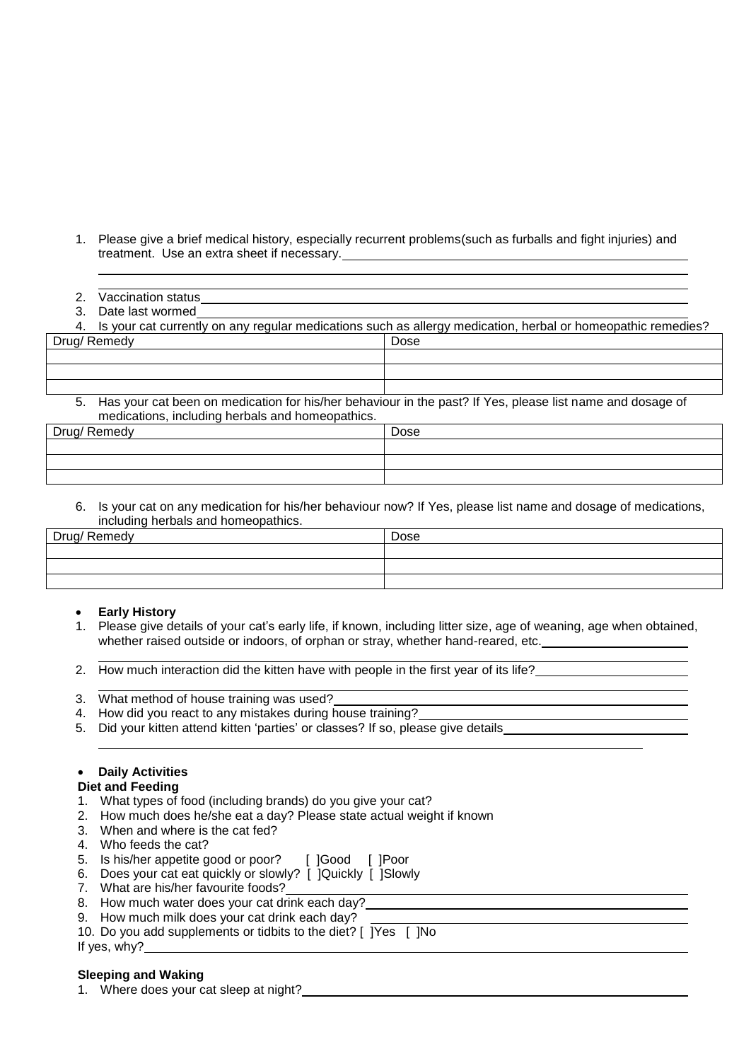1. Please give a brief medical history, especially recurrent problems(such as furballs and fight injuries) and treatment. Use an extra sheet if necessary.
2. Vaccination status
3. Date last wormed
4. Is your cat currently on any regular medications such as allergy medication, herbal or homeopathic remedies?

| Drug/ Remedy | Dose |
|---|---|
| | |
| | |
| | |

5. Has your cat been on medication for his/her behaviour in the past? If Yes, please list name and dosage of medications, including herbals and homeopathics.

| Drug/ Remedy | Dose |
|---|---|
| | |
| | |
| | |

6. Is your cat on any medication for his/her behaviour now? If Yes, please list name and dosage of medications, including herbals and homeopathics.

| Drug/ Remedy | Dose |
|---|---|
| | |
| | |
| | |

- **Early History**

1. Please give details of your cat's early life, if known, including litter size, age of weaning, age when obtained, whether raised outside or indoors, of orphan or stray, whether hand-reared, etc.
2. How much interaction did the kitten have with people in the first year of its life?
3. What method of house training was used?
4. How did you react to any mistakes during house training?
5. Did your kitten attend kitten 'parties' or classes? If so, please give details

- **Daily Activities**

**Diet and Feeding**

1. What types of food (including brands) do you give your cat?
2. How much does he/she eat a day? Please state actual weight if known
3. When and where is the cat fed?
4. Who feeds the cat?
5. Is his/her appetite good or poor? [ ]Good [ ]Poor
6. Does your cat eat quickly or slowly? [ ]Quickly [ ]Slowly
7. What are his/her favourite foods?
8. How much water does your cat drink each day?
9. How much milk does your cat drink each day?
10. Do you add supplements or tidbits to the diet? [ ]Yes [ ]No

If yes, why?

**Sleeping and Waking**

1. Where does your cat sleep at night?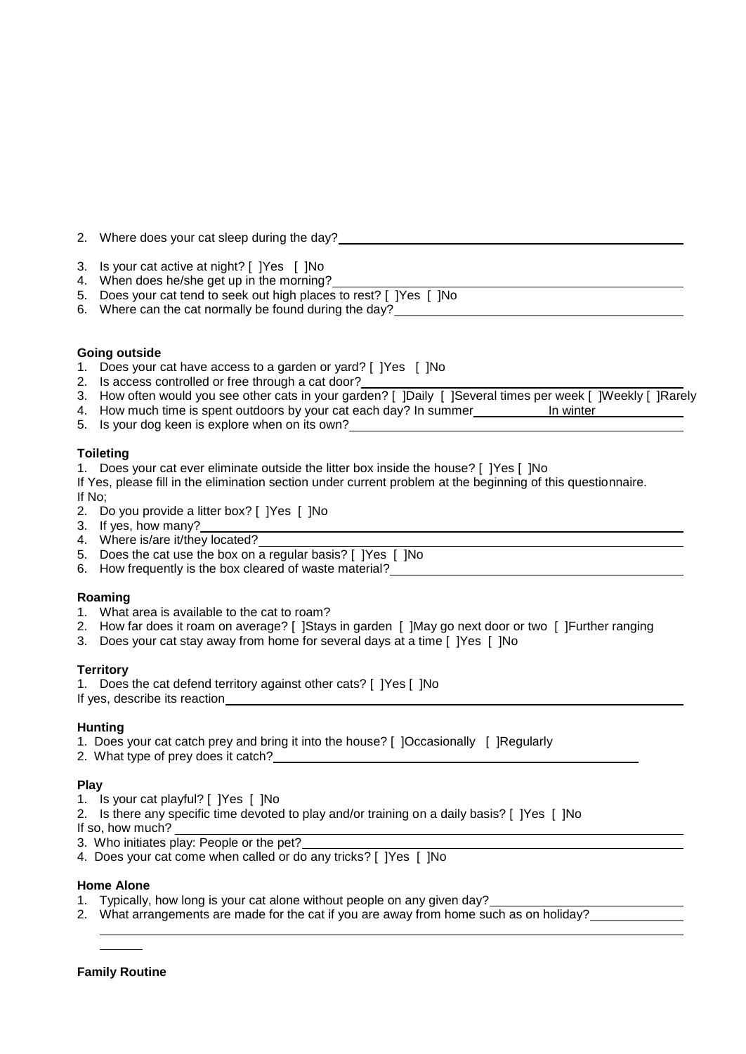2. Where does your cat sleep during the day?\_\_\_\_\_\_\_\_\_\_\_\_\_\_\_\_\_\_\_\_\_\_\_\_\_\_\_\_\_\_\_\_\_\_\_\_

3. Is your cat active at night? [ ]Yes [ ]No
4. When does he/she get up in the morning?\_\_\_\_\_\_\_\_\_\_\_\_\_\_\_\_\_\_\_\_\_\_\_\_\_\_\_\_\_\_\_\_\_\_\_\_
5. Does your cat tend to seek out high places to rest? [ ]Yes [ ]No
6. Where can the cat normally be found during the day?\_\_\_\_\_\_\_\_\_\_\_\_\_\_\_\_\_\_\_\_\_\_\_\_\_\_\_\_\_\_\_\_

**Going outside**

1. Does your cat have access to a garden or yard? [ ]Yes [ ]No
2. Is access controlled or free through a cat door?\_\_\_\_\_\_\_\_\_\_\_\_\_\_\_\_\_\_\_\_\_\_\_\_\_\_\_\_\_\_\_\_\_\_
3. How often would you see other cats in your garden? [ ]Daily [ ]Several times per week [ ]Weekly [ ]Rarely
4. How much time is spent outdoors by your cat each day? In summer\_\_\_\_\_\_\_\_\_\_ In winter\_\_\_\_\_\_\_\_\_\_
5. Is your dog keen is explore when on its own?\_\_\_\_\_\_\_\_\_\_\_\_\_\_\_\_\_\_\_\_\_\_\_\_\_\_\_\_\_\_\_\_\_\_\_\_

**Toileting**

1. Does your cat ever eliminate outside the litter box inside the house? [ ]Yes [ ]No

If Yes, please fill in the elimination section under current problem at the beginning of this questionnaire.
If No;

2. Do you provide a litter box? [ ]Yes [ ]No
3. If yes, how many?\_\_\_\_\_\_\_\_\_\_\_\_\_\_\_\_\_\_\_\_\_\_\_\_\_\_\_\_\_\_\_\_\_\_\_\_\_\_\_\_\_\_\_\_\_\_\_\_\_\_
4. Where is/are it/they located?\_\_\_\_\_\_\_\_\_\_\_\_\_\_\_\_\_\_\_\_\_\_\_\_\_\_\_\_\_\_\_\_\_\_\_\_\_\_\_\_\_\_\_\_
5. Does the cat use the box on a regular basis? [ ]Yes [ ]No
6. How frequently is the box cleared of waste material?\_\_\_\_\_\_\_\_\_\_\_\_\_\_\_\_\_\_\_\_\_\_\_\_\_\_\_\_\_\_\_\_

**Roaming**

1. What area is available to the cat to roam?
2. How far does it roam on average? [ ]Stays in garden [ ]May go next door or two [ ]Further ranging
3. Does your cat stay away from home for several days at a time [ ]Yes [ ]No

**Territory**

1. Does the cat defend territory against other cats? [ ]Yes [ ]No

If yes, describe its reaction\_\_\_\_\_\_\_\_\_\_\_\_\_\_\_\_\_\_\_\_\_\_\_\_\_\_\_\_\_\_\_\_\_\_\_\_\_\_\_\_\_\_\_\_\_\_\_\_\_\_

**Hunting**

1. Does your cat catch prey and bring it into the house? [ ]Occasionally [ ]Regularly
2. What type of prey does it catch?\_\_\_\_\_\_\_\_\_\_\_\_\_\_\_\_\_\_\_\_\_\_\_\_\_\_\_\_\_\_\_\_\_\_\_\_\_\_\_\_\_\_\_\_

**Play**

1. Is your cat playful? [ ]Yes [ ]No
2. Is there any specific time devoted to play and/or training on a daily basis? [ ]Yes [ ]No

If so, how much?\_\_\_\_\_\_\_\_\_\_\_\_\_\_\_\_\_\_\_\_\_\_\_\_\_\_\_\_\_\_\_\_\_\_\_\_\_\_\_\_\_\_\_\_\_\_\_\_\_\_\_\_\_\_\_\_

3. Who initiates play: People or the pet?\_\_\_\_\_\_\_\_\_\_\_\_\_\_\_\_\_\_\_\_\_\_\_\_\_\_\_\_\_\_\_\_\_\_\_\_\_\_\_\_\_\_\_\_
4. Does your cat come when called or do any tricks? [ ]Yes [ ]No

**Home Alone**

1. Typically, how long is your cat alone without people on any given day?\_\_\_\_\_\_\_\_\_\_\_\_\_\_\_\_\_\_\_\_\_\_\_\_
2. What arrangements are made for the cat if you are away from home such as on holiday?\_\_\_\_\_\_\_\_\_\_\_\_

**Family Routine**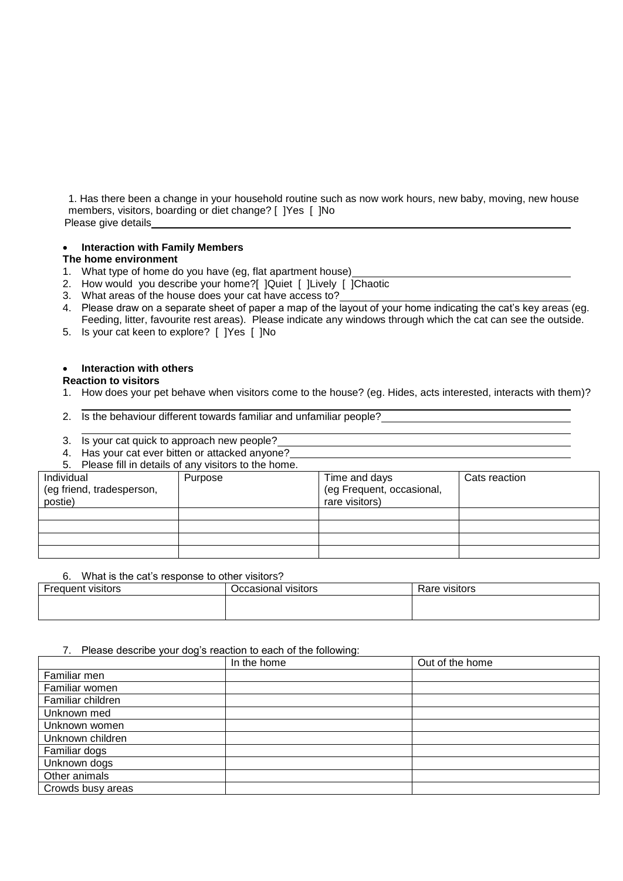1. Has there been a change in your household routine such as now work hours, new baby, moving, new house members, visitors, boarding or diet change? [ ]Yes [ ]No

Please give details\_\_\_\_\_\_\_\_\_\_\_\_\_\_\_\_\_\_\_\_\_\_\_\_\_\_\_\_\_\_\_\_\_\_\_\_\_\_\_\_

- **Interaction with Family Members**

**The home environment**

1. What type of home do you have (eg, flat apartment house)\_\_\_\_\_\_\_\_\_\_\_\_\_\_\_\_\_\_\_\_
2. How would you describe your home?[ ]Quiet [ ]Lively [ ]Chaotic
3. What areas of the house does your cat have access to?\_\_\_\_\_\_\_\_\_\_\_\_\_\_\_\_\_\_\_\_
4. Please draw on a separate sheet of paper a map of the layout of your home indicating the cat's key areas (eg. Feeding, litter, favourite rest areas). Please indicate any windows through which the cat can see the outside.
5. Is your cat keen to explore? [ ]Yes [ ]No

- **Interaction with others**

**Reaction to visitors**

1. How does your pet behave when visitors come to the house? (eg. Hides, acts interested, interacts with them)?
   \_\_\_\_\_\_\_\_\_\_\_\_\_\_\_\_\_\_\_\_\_\_\_\_\_\_\_\_\_\_\_\_\_\_\_\_\_\_\_\_
2. Is the behaviour different towards familiar and unfamiliar people?\_\_\_\_\_\_\_\_\_\_\_\_\_\_\_\_\_\_\_\_
   \_\_\_\_\_\_\_\_\_\_\_\_\_\_\_\_\_\_\_\_\_\_\_\_\_\_\_\_\_\_\_\_\_\_\_\_\_\_\_\_
3. Is your cat quick to approach new people?\_\_\_\_\_\_\_\_\_\_\_\_\_\_\_\_\_\_\_\_
4. Has your cat ever bitten or attacked anyone?\_\_\_\_\_\_\_\_\_\_\_\_\_\_\_\_\_\_\_\_
5. Please fill in details of any visitors to the home.

| Individual (eg friend, tradesperson, postie) | Purpose | Time and days (eg Frequent, occasional, rare visitors) | Cats reaction |
|---|---|---|---|
| | | | |
| | | | |
| | | | |
| | | | |

6. What is the cat's response to other visitors?

| Frequent visitors | Occasional visitors | Rare visitors |
|---|---|---|
| | | |

7. Please describe your dog's reaction to each of the following:

| | In the home | Out of the home |
|---|---|---|
| Familiar men | | |
| Familiar women | | |
| Familiar children | | |
| Unknown med | | |
| Unknown women | | |
| Unknown children | | |
| Familiar dogs | | |
| Unknown dogs | | |
| Other animals | | |
| Crowds busy areas | | |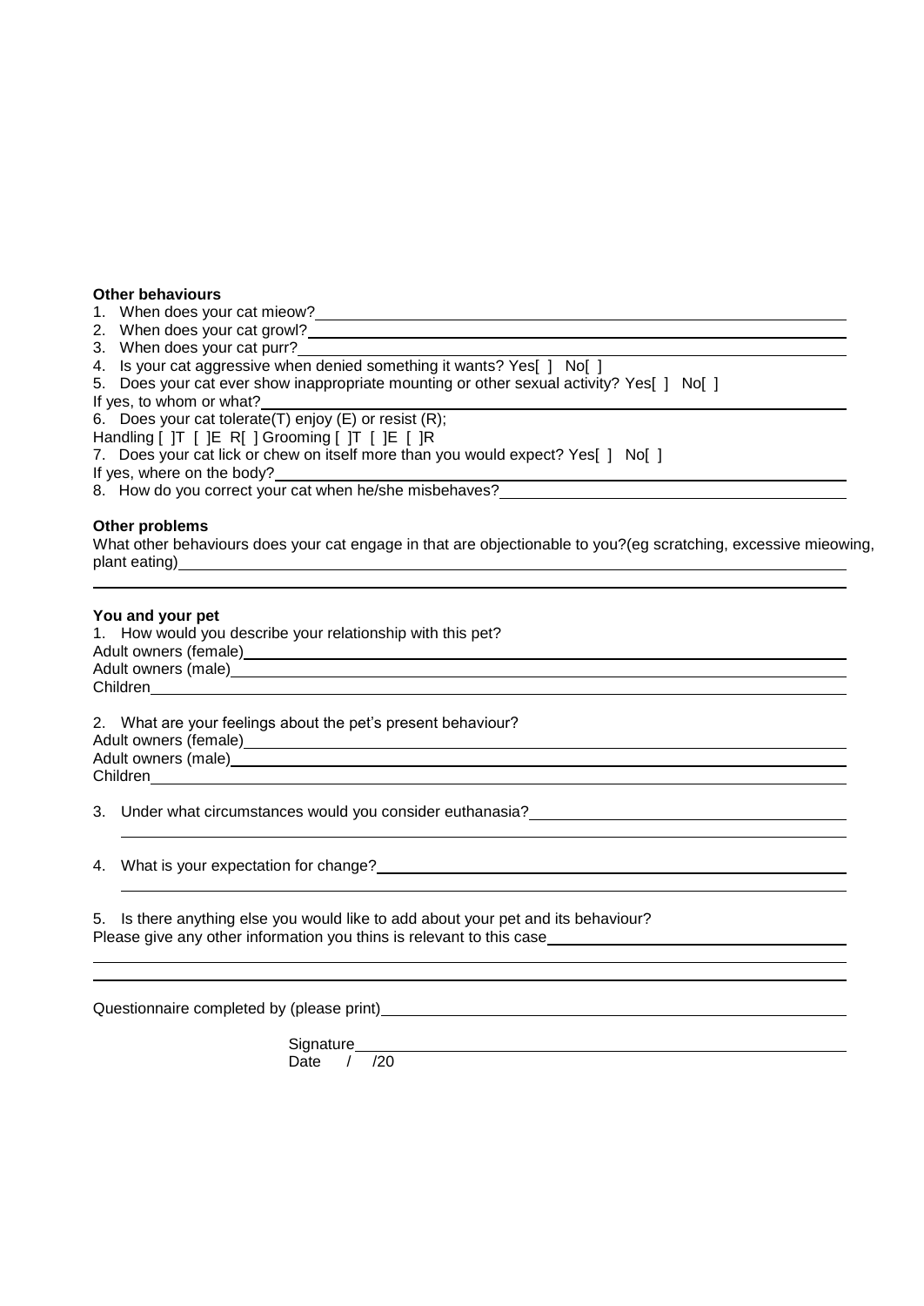**Other behaviours**

1. When does your cat mieow? \_\_\_\_\_\_\_\_\_\_\_\_\_\_\_\_\_\_\_\_
2. When does your cat growl? \_\_\_\_\_\_\_\_\_\_\_\_\_\_\_\_\_\_\_\_
3. When does your cat purr? \_\_\_\_\_\_\_\_\_\_\_\_\_\_\_\_\_\_\_\_
4. Is your cat aggressive when denied something it wants? Yes[ ] No[ ]
5. Does your cat ever show inappropriate mounting or other sexual activity? Yes[ ] No[ ]

If yes, to whom or what? \_\_\_\_\_\_\_\_\_\_\_\_\_\_\_\_\_\_\_\_

6. Does your cat tolerate(T) enjoy (E) or resist (R);

Handling [ ]T [ ]E R[ ] Grooming [ ]T [ ]E [ ]R

7. Does your cat lick or chew on itself more than you would expect? Yes[ ] No[ ]

If yes, where on the body? \_\_\_\_\_\_\_\_\_\_\_\_\_\_\_\_\_\_\_\_

8. How do you correct your cat when he/she misbehaves? \_\_\_\_\_\_\_\_\_\_\_\_\_\_\_\_\_\_\_\_

**Other problems**

What other behaviours does your cat engage in that are objectionable to you?(eg scratching, excessive mieowing, plant eating) \_\_\_\_\_\_\_\_\_\_\_\_\_\_\_\_\_\_\_\_

\_\_\_\_\_\_\_\_\_\_\_\_\_\_\_\_\_\_\_\_

**You and your pet**

1. How would you describe your relationship with this pet?

Adult owners (female) \_\_\_\_\_\_\_\_\_\_\_\_\_\_\_\_\_\_\_\_

Adult owners (male) \_\_\_\_\_\_\_\_\_\_\_\_\_\_\_\_\_\_\_\_

Children \_\_\_\_\_\_\_\_\_\_\_\_\_\_\_\_\_\_\_\_

2. What are your feelings about the pet's present behaviour?

Adult owners (female) \_\_\_\_\_\_\_\_\_\_\_\_\_\_\_\_\_\_\_\_

Adult owners (male) \_\_\_\_\_\_\_\_\_\_\_\_\_\_\_\_\_\_\_\_

Children \_\_\_\_\_\_\_\_\_\_\_\_\_\_\_\_\_\_\_\_

3. Under what circumstances would you consider euthanasia? \_\_\_\_\_\_\_\_\_\_\_\_\_\_\_\_\_\_\_\_

\_\_\_\_\_\_\_\_\_\_\_\_\_\_\_\_\_\_\_\_

4. What is your expectation for change? \_\_\_\_\_\_\_\_\_\_\_\_\_\_\_\_\_\_\_\_

\_\_\_\_\_\_\_\_\_\_\_\_\_\_\_\_\_\_\_\_

5. Is there anything else you would like to add about your pet and its behaviour?

Please give any other information you thins is relevant to this case \_\_\_\_\_\_\_\_\_\_\_\_\_\_\_\_\_\_\_\_

\_\_\_\_\_\_\_\_\_\_\_\_\_\_\_\_\_\_\_\_

\_\_\_\_\_\_\_\_\_\_\_\_\_\_\_\_\_\_\_\_

Questionnaire completed by (please print) \_\_\_\_\_\_\_\_\_\_\_\_\_\_\_\_\_\_\_\_

Signature \_\_\_\_\_\_\_\_\_\_\_\_\_\_\_\_\_\_\_\_

Date / /20